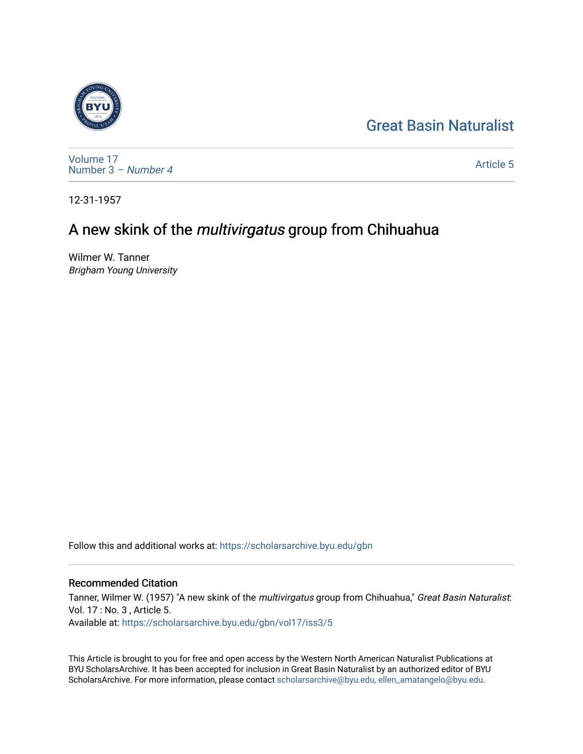Great Basin Naturalist

Volume 17
Number 3 – *Number 4*

Article 5

12-31-1957

# A new skink of the *multivirgatus* group from Chihuahua

Wilmer W. Tanner
*Brigham Young University*

Follow this and additional works at: https://scholarsarchive.byu.edu/gbn

## Recommended Citation

Tanner, Wilmer W. (1957) "A new skink of the *multivirgatus* group from Chihuahua," *Great Basin Naturalist*: Vol. 17 : No. 3 , Article 5.
Available at: https://scholarsarchive.byu.edu/gbn/vol17/iss3/5

This Article is brought to you for free and open access by the Western North American Naturalist Publications at BYU ScholarsArchive. It has been accepted for inclusion in Great Basin Naturalist by an authorized editor of BYU ScholarsArchive. For more information, please contact scholarsarchive@byu.edu, ellen_amatangelo@byu.edu.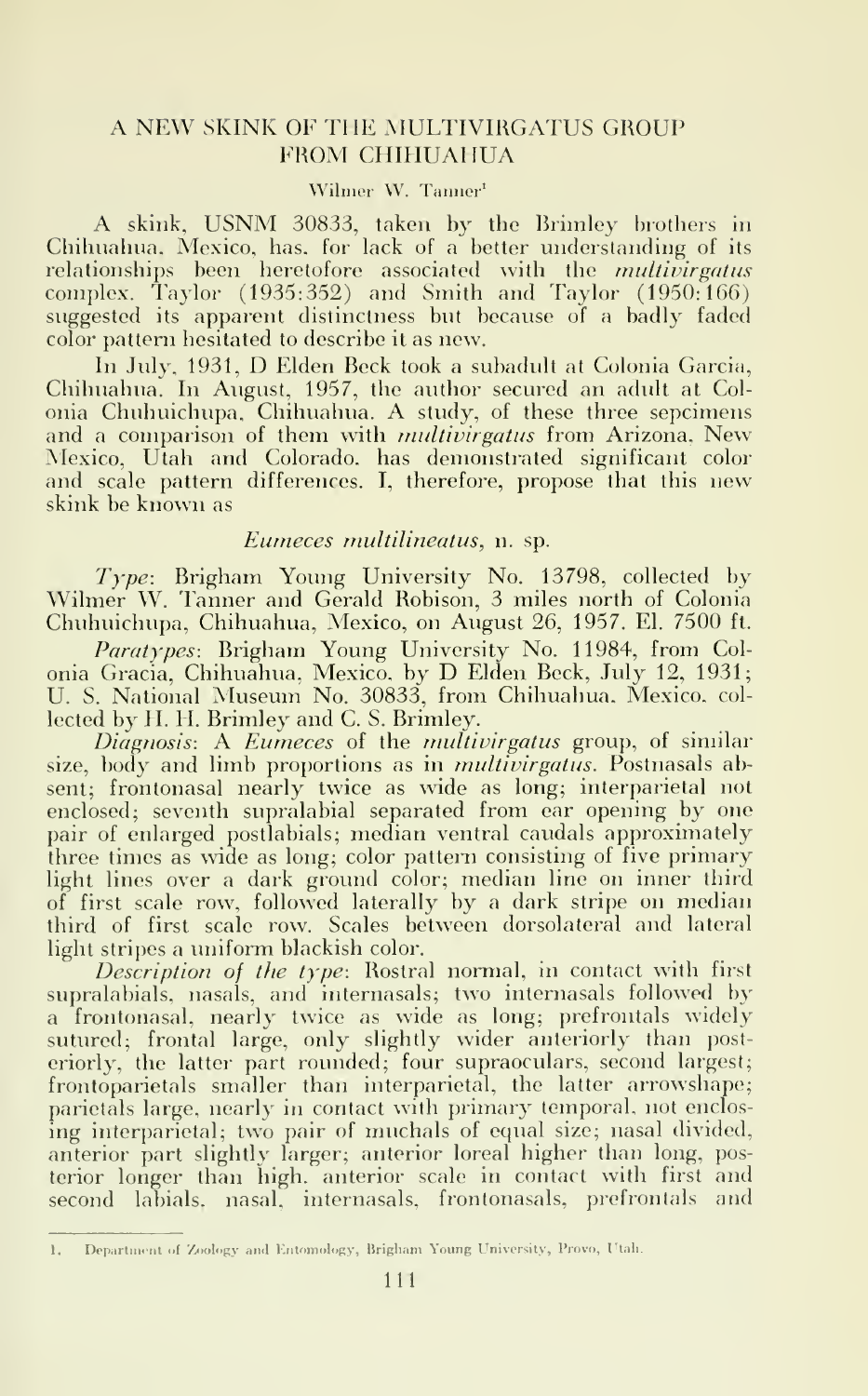# A NEW SKINK OF THE MULTIVIRGATUS GROUP FROM CHIHUAHUA

Wilmer W. Tanner[1]

A skink, USNM 30833, taken by the Brimley brothers in Chihuahua, Mexico, has, for lack of a better understanding of its relationships been heretofore associated with the *multivirgatus* complex. Taylor (1935:352) and Smith and Taylor (1950:166) suggested its apparent distinctness but because of a badly faded color pattern hesitated to describe it as new.

In July, 1931, D Elden Beck took a subadult at Colonia Garcia, Chihuahua. In August, 1957, the author secured an adult at Colonia Chuhuichupa, Chihuahua. A study, of these three sepcimens and a comparison of them with *multivirgatus* from Arizona, New Mexico, Utah and Colorado, has demonstrated significant color and scale pattern differences. I, therefore, propose that this new skink be known as

## *Eumeces multilineatus*, n. sp.

*Type*: Brigham Young University No. 13798, collected by Wilmer W. Tanner and Gerald Robison, 3 miles north of Colonia Chuhuichupa, Chihuahua, Mexico, on August 26, 1957. El. 7500 ft.

*Paratypes*: Brigham Young University No. 11984, from Colonia Gracia, Chihuahua, Mexico, by D Elden Beck, July 12, 1931; U. S. National Museum No. 30833, from Chihuahua, Mexico, collected by H. H. Brimley and C. S. Brimley.

*Diagnosis*: A *Eumeces* of the *multivirgatus* group, of similar size, body and limb proportions as in *multivirgatus*. Postnasals absent; frontonasal nearly twice as wide as long; interparietal not enclosed; seventh supralabial separated from ear opening by one pair of enlarged postlabials; median ventral caudals approximately three times as wide as long; color pattern consisting of five primary light lines over a dark ground color; median line on inner third of first scale row, followed laterally by a dark stripe on median third of first scale row. Scales between dorsolateral and lateral light stripes a uniform blackish color.

*Description of the type*: Rostral normal, in contact with first supralabials, nasals, and internasals; two internasals followed by a frontonasal, nearly twice as wide as long; prefrontals widely sutured; frontal large, only slightly wider anteriorly than posteriorly, the latter part rounded; four supraoculars, second largest; frontoparietals smaller than interparietal, the latter arrowshape; parietals large, nearly in contact with primary temporal, not enclosing interparietal; two pair of nuchals of equal size; nasal divided, anterior part slightly larger; anterior loreal higher than long, posterior longer than high, anterior scale in contact with first and second labials, nasal, internasals, frontonasals, prefrontals and

[1] Department of Zoology and Entomology, Brigham Young University, Provo, Utah.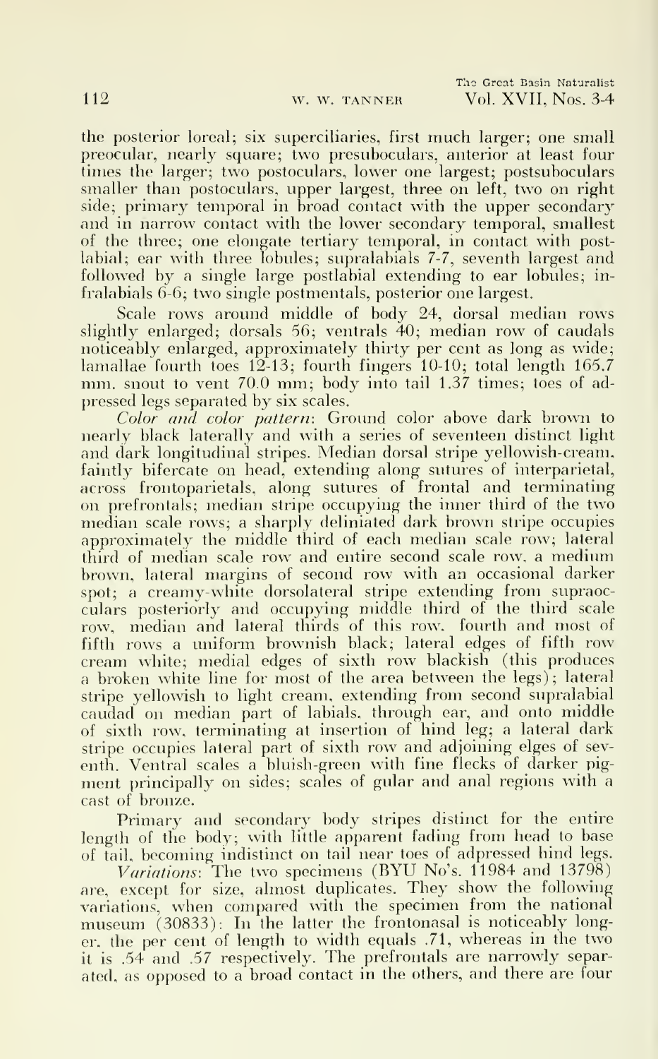the posterior loreal; six superciliaries, first much larger; one small preocular, nearly square; two presuboculars, anterior at least four times the larger; two postoculars, lower one largest; postsuboculars smaller than postoculars, upper largest, three on left, two on right side; primary temporal in broad contact with the upper secondary and in narrow contact with the lower secondary temporal, smallest of the three; one elongate tertiary temporal, in contact with postlabial; ear with three lobules; supralabials 7-7, seventh largest and followed by a single large postlabial extending to ear lobules; infralabials 6-6; two single postmentals, posterior one largest.

Scale rows around middle of body 24, dorsal median rows slightly enlarged; dorsals 56; ventrals 40; median row of caudals noticeably enlarged, approximately thirty per cent as long as wide; lamallae fourth toes 12-13; fourth fingers 10-10; total length 165.7 mm. snout to vent 70.0 mm; body into tail 1.37 times; toes of adpressed legs separated by six scales.

*Color and color pattern*: Ground color above dark brown to nearly black laterally and with a series of seventeen distinct light and dark longitudinal stripes. Median dorsal stripe yellowish-cream, faintly bifercate on head, extending along sutures of interparietal, across frontoparietals, along sutures of frontal and terminating on prefrontals; median stripe occupying the inner third of the two median scale rows; a sharply deliniated dark brown stripe occupies approximately the middle third of each median scale row; lateral third of median scale row and entire second scale row, a medium brown, lateral margins of second row with an occasional darker spot; a creamy-white dorsolateral stripe extending from supraoccular posteriorly and occupying middle third of the third scale row, median and lateral thirds of this row, fourth and most of fifth rows a uniform brownish black; lateral edges of fifth row cream white; medial edges of sixth row blackish (this produces a broken white line for most of the area between the legs); lateral stripe yellowish to light cream, extending from second supralabial caudad on median part of labials, through ear, and onto middle of sixth row, terminating at insertion of hind leg; a lateral dark stripe occupies lateral part of sixth row and adjoining elges of seventh. Ventral scales a bluish-green with fine flecks of darker pigment principally on sides; scales of gular and anal regions with a cast of bronze.

Primary and secondary body stripes distinct for the entire length of the body; with little apparent fading from head to base of tail, becoming indistinct on tail near toes of adpressed hind legs.

*Variations*: The two specimens (BYU No's. 11984 and 13798) are, except for size, almost duplicates. They show the following variations, when compared with the specimen from the national museum (30833): In the latter the frontonasal is noticeably longer, the per cent of length to width equals .71, whereas in the two it is .54 and .57 respectively. The prefrontals are narrowly separated, as opposed to a broad contact in the others, and there are four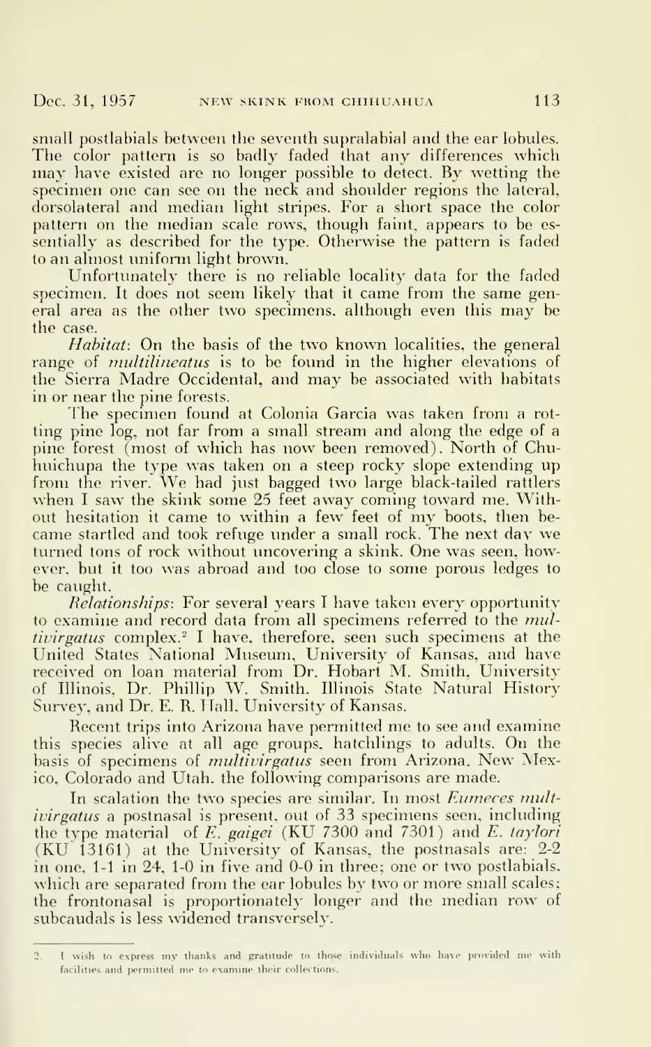small postlabials between the seventh supralabial and the ear lobules. The color pattern is so badly faded that any differences which may have existed are no longer possible to detect. By wetting the specimen one can see on the neck and shoulder regions the lateral, dorsolateral and median light stripes. For a short space the color pattern on the median scale rows, though faint, appears to be essentially as described for the type. Otherwise the pattern is faded to an almost uniform light brown.

Unfortunately there is no reliable locality data for the faded specimen. It does not seem likely that it came from the same general area as the other two specimens, although even this may be the case.

*Habitat*: On the basis of the two known localities, the general range of *multilineatus* is to be found in the higher elevations of the Sierra Madre Occidental, and may be associated with habitats in or near the pine forests.

The specimen found at Colonia Garcia was taken from a rotting pine log, not far from a small stream and along the edge of a pine forest (most of which has now been removed). North of Chuhuichupa the type was taken on a steep rocky slope extending up from the river. We had just bagged two large black-tailed rattlers when I saw the skink some 25 feet away coming toward me. Without hesitation it came to within a few feet of my boots, then became startled and took refuge under a small rock. The next day we turned tons of rock without uncovering a skink. One was seen, however, but it too was abroad and too close to some porous ledges to be caught.

*Relationships*: For several years I have taken every opportunity to examine and record data from all specimens referred to the *multivirgatus* complex.[2] I have, therefore, seen such specimens at the United States National Museum, University of Kansas, and have received on loan material from Dr. Hobart M. Smith, University of Illinois, Dr. Phillip W. Smith, Illinois State Natural History Survey, and Dr. E. R. Hall, University of Kansas.

Recent trips into Arizona have permitted me to see and examine this species alive at all age groups, hatchlings to adults. On the basis of specimens of *multivirgatus* seen from Arizona, New Mexico, Colorado and Utah, the following comparisons are made.

In scalation the two species are similar. In most *Eumeces multivirgatus* a postnasal is present, out of 33 specimens seen, including the type material of *E. gaigei* (KU 7300 and 7301) and *E. taylori* (KU 13161) at the University of Kansas, the postnasals are: 2-2 in one, 1-1 in 24, 1-0 in five and 0-0 in three; one or two postlabials, which are separated from the ear lobules by two or more small scales; the frontonasal is proportionately longer and the median row of subcaudals is less widened transversely.

---

2. I wish to express my thanks and gratitude to those individuals who have provided me with facilities and permitted me to examine their collections.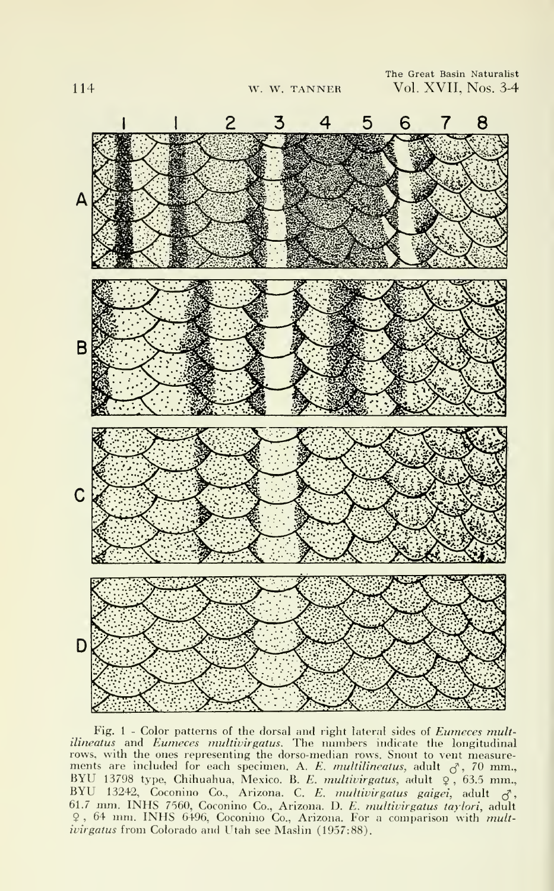Fig. 1 - Color patterns of the dorsal and right lateral sides of *Eumeces multilineatus* and *Eumeces multivirgatus*. The numbers indicate the longitudinal rows, with the ones representing the dorso-median rows. Snout to vent measurements are included for each specimen. A. *E. multilineatus*, adult ♂, 70 mm., BYU 13798 type, Chihuahua, Mexico. B. *E. multivirgatus*, adult ♀, 63.5 mm., BYU 13242, Coconino Co., Arizona. C. *E. multivirgatus gaigei*, adult ♂, 61.7 mm. INHS 7560, Coconino Co., Arizona. D. *E. multivirgatus taylori*, adult ♀, 64 mm. INHS 6496, Coconino Co., Arizona. For a comparison with *multivirgatus* from Colorado and Utah see Maslin (1957:88).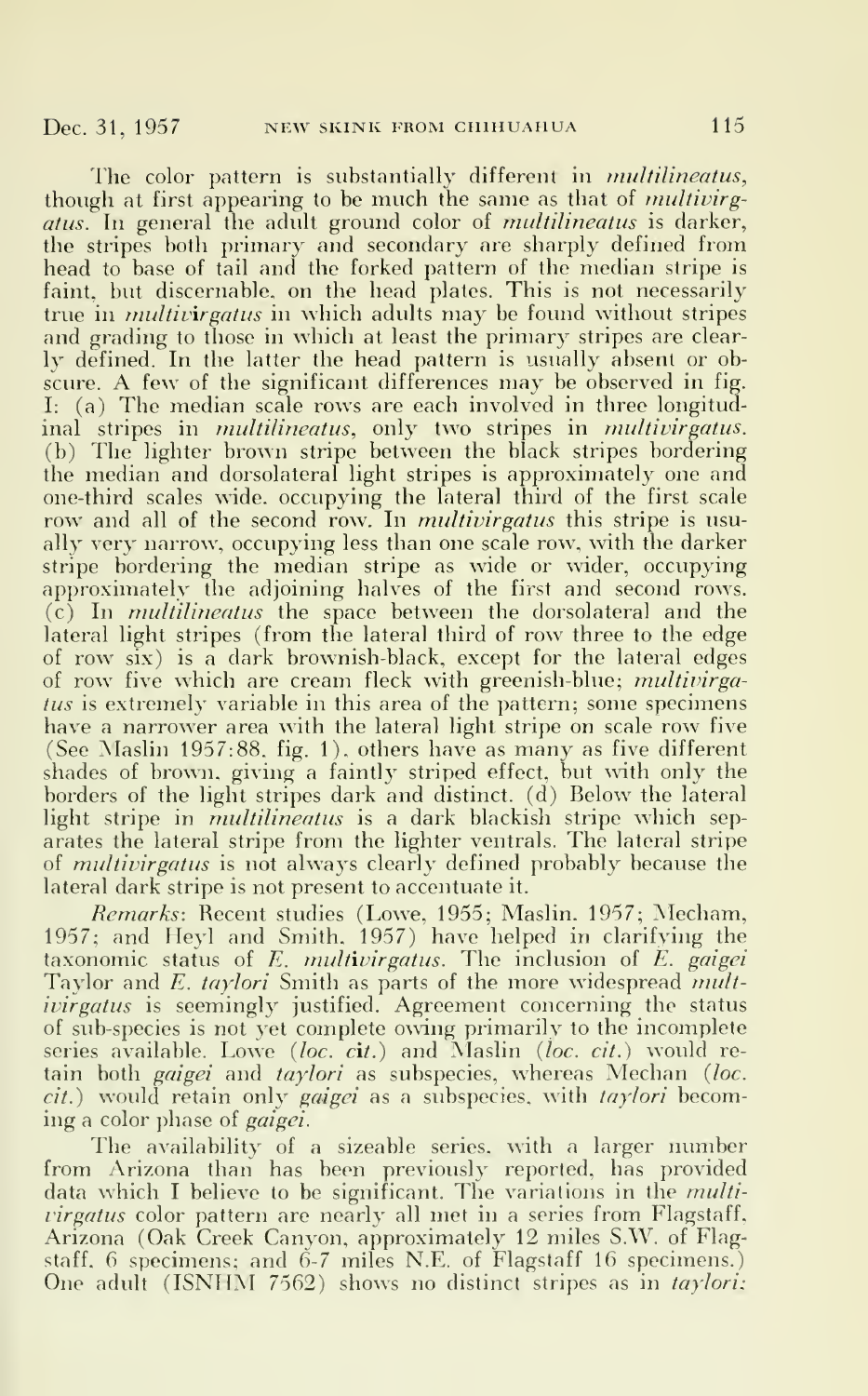The color pattern is substantially different in *multilineatus*, though at first appearing to be much the same as that of *multivirgatus*. In general the adult ground color of *multilineatus* is darker, the stripes both primary and secondary are sharply defined from head to base of tail and the forked pattern of the median stripe is faint, but discernable, on the head plates. This is not necessarily true in *multivirgatus* in which adults may be found without stripes and grading to those in which at least the primary stripes are clearly defined. In the latter the head pattern is usually absent or obscure. A few of the significant differences may be observed in fig. I: (a) The median scale rows are each involved in three longitudinal stripes in *multilineatus*, only two stripes in *multivirgatus*. (b) The lighter brown stripe between the black stripes bordering the median and dorsolateral light stripes is approximately one and one-third scales wide, occupying the lateral third of the first scale row and all of the second row. In *multivirgatus* this stripe is usually very narrow, occupying less than one scale row, with the darker stripe bordering the median stripe as wide or wider, occupying approximately the adjoining halves of the first and second rows. (c) In *multilineatus* the space between the dorsolateral and the lateral light stripes (from the lateral third of row three to the edge of row six) is a dark brownish-black, except for the lateral edges of row five which are cream fleck with greenish-blue; *multivirgatus* is extremely variable in this area of the pattern; some specimens have a narrower area with the lateral light stripe on scale row five (See Maslin 1957:88, fig. 1), others have as many as five different shades of brown, giving a faintly striped effect, but with only the borders of the light stripes dark and distinct. (d) Below the lateral light stripe in *multilineatus* is a dark blackish stripe which separates the lateral stripe from the lighter ventrals. The lateral stripe of *multivirgatus* is not always clearly defined probably because the lateral dark stripe is not present to accentuate it.

*Remarks*: Recent studies (Lowe, 1955; Maslin, 1957; Mecham, 1957; and Heyl and Smith, 1957) have helped in clarifying the taxonomic status of *E. multivirgatus*. The inclusion of *E. gaigei* Taylor and *E. taylori* Smith as parts of the more widespread *multivirgatus* is seemingly justified. Agreement concerning the status of sub-species is not yet complete owing primarily to the incomplete series available. Lowe (*loc. cit.*) and Maslin (*loc. cit.*) would retain both *gaigei* and *taylori* as subspecies, whereas Mechan (*loc. cit.*) would retain only *gaigei* as a subspecies, with *taylori* becoming a color phase of *gaigei*.

The availability of a sizeable series, with a larger number from Arizona than has been previously reported, has provided data which I believe to be significant. The variations in the *multivirgatus* color pattern are nearly all met in a series from Flagstaff, Arizona (Oak Creek Canyon, approximately 12 miles S.W. of Flagstaff, 6 specimens; and 6-7 miles N.E. of Flagstaff 16 specimens.) One adult (ISNHM 7562) shows no distinct stripes as in *taylori*;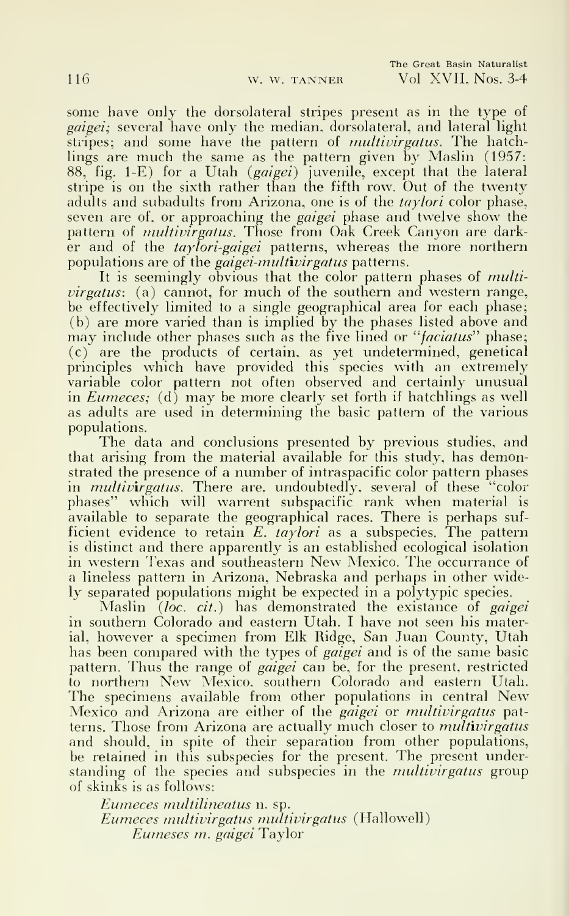some have only the dorsolateral stripes present as in the type of *gaigei;* several have only the median, dorsolateral, and lateral light stripes; and some have the pattern of *multivirgatus.* The hatchlings are much the same as the pattern given by Maslin (1957: 88, fig. 1-E) for a Utah (*gaigei*) juvenile, except that the lateral stripe is on the sixth rather than the fifth row. Out of the twenty adults and subadults from Arizona, one is of the *taylori* color phase, seven are of, or approaching the *gaigei* phase and twelve show the pattern of *multivirgatus.* Those from Oak Creek Canyon are darker and of the *taylori-gaigei* patterns, whereas the more northern populations are of the *gaigei-multivirgatus* patterns.

It is seemingly obvious that the color pattern phases of *multivirgatus*: (a) cannot, for much of the southern and western range, be effectively limited to a single geographical area for each phase; (b) are more varied than is implied by the phases listed above and may include other phases such as the five lined or "*faciatus*" phase; (c) are the products of certain, as yet undetermined, genetical principles which have provided this species with an extremely variable color pattern not often observed and certainly unusual in *Eumeces;* (d) may be more clearly set forth if hatchlings as well as adults are used in determining the basic pattern of the various populations.

The data and conclusions presented by previous studies, and that arising from the material available for this study, has demonstrated the presence of a number of intraspacific color pattern phases in *multivirgatus.* There are, undoubtedly, several of these "color phases" which will warrent subspacific rank when material is available to separate the geographical races. There is perhaps sufficient evidence to retain *E. taylori* as a subspecies. The pattern is distinct and there apparently is an established ecological isolation in western Texas and southeastern New Mexico. The occurrance of a lineless pattern in Arizona, Nebraska and perhaps in other widely separated populations might be expected in a polytypic species.

Maslin (*loc. cit.*) has demonstrated the existance of *gaigei* in southern Colorado and eastern Utah. I have not seen his material, however a specimen from Elk Ridge, San Juan County, Utah has been compared with the types of *gaigei* and is of the same basic pattern. Thus the range of *gaigei* can be, for the present, restricted to northern New Mexico, southern Colorado and eastern Utah. The specimens available from other populations in central New Mexico and Arizona are either of the *gaigei* or *multivirgatus* patterns. Those from Arizona are actually much closer to *multivirgatus* and should, in spite of their separation from other populations, be retained in this subspecies for the present. The present understanding of the species and subspecies in the *multivirgatus* group of skinks is as follows:

*Eumeces multilineatus* n. sp.
*Eumeces multivirgatus multivirgatus* (Hallowell)
  *Eumeses m. gaigei* Taylor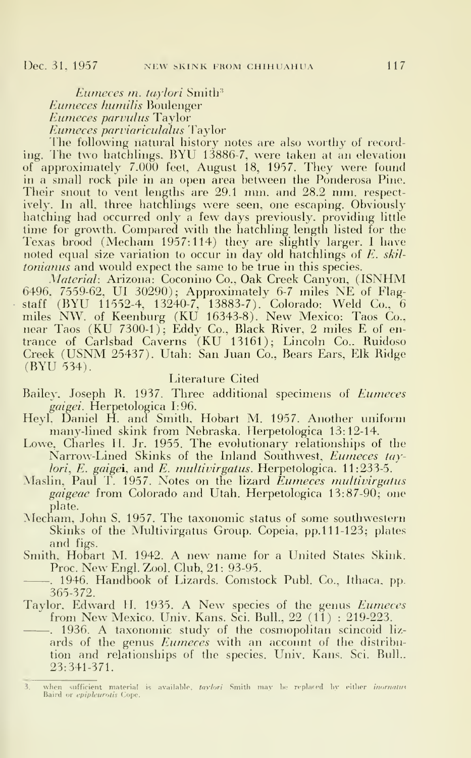*Eumeces m. taylori* Smith[3]
*Eumeces humilis* Boulenger
*Eumeces parvulus* Taylor
*Eumeces parviariculalus* Taylor

The following natural history notes are also worthy of recording. The two hatchlings, BYU 13886-7, were taken at an elevation of approximately 7.000 feet, August 18, 1957. They were found in a small rock pile in an open area between the Ponderosa Pine. Their snout to vent lengths are 29.1 mm. and 28.2 mm. respectively. In all, three hatchlings were seen, one escaping. Obviously hatching had occurred only a few days previously, providing little time for growth. Compared with the hatchling length listed for the Texas brood (Mecham 1957:114) they are slightly larger. I have noted equal size variation to occur in day old hatchlings of *E. skiltonianus* and would expect the same to be true in this species.

*Material*: Arizona: Coconino Co., Oak Creek Canyon, (ISNHM 6496, 7559-62, UI 30290); Approximately 6-7 miles NE of Flagstaff (BYU 11552-4, 13240-7, 13883-7). Colorado: Weld Co., 6 miles NW. of Keenburg (KU 16343-8). New Mexico: Taos Co., near Taos (KU 7300-1); Eddy Co., Black River, 2 miles E of entrance of Carlsbad Caverns (KU 13161); Lincoln Co., Ruidoso Creek (USNM 25437). Utah: San Juan Co., Bears Ears, Elk Ridge (BYU 534).

## Literature Cited

Bailey, Joseph R. 1937. Three additional specimens of *Eumeces gaigei*. Herpetologica I:96.

Heyl, Daniel H. and Smith, Hobart M. 1957. Another uniform many-lined skink from Nebraska. Herpetologica 13:12-14.

Lowe, Charles H. Jr. 1955. The evolutionary relationships of the Narrow-Lined Skinks of the Inland Southwest, *Eumeces taylori, E. gaigei*, and *E. multivirgatus*. Herpetologica. 11:233-5.

Maslin, Paul T. 1957. Notes on the lizard *Eumeces multivirgatus gaigeae* from Colorado and Utah. Herpetologica 13:87-90; one plate.

Mecham, John S. 1957. The taxonomic status of some southwestern Skinks of the Multivirgatus Group. Copeia, pp.111-123; plates and figs.

Smith, Hobart M. 1942. A new name for a United States Skink. Proc. New Engl. Zool. Club, 21: 93-95.

——. 1946. Handbook of Lizards. Comstock Publ. Co., Ithaca, pp. 365-372.

Taylor, Edward H. 1935. A New species of the genus *Eumeces* from New Mexico. Univ. Kans. Sci. Bull., 22 (11) : 219-223.

——. 1936. A taxonomic study of the cosmopolitan scincoid lizards of the genus *Eumeces* with an account of the distribution and relationships of the species. Univ. Kans. Sci. Bull., 23:341-371.

---

3. when sufficient material is available, *taylori* Smith may be replaced by either *inornatus* Baird or *epipleurotis* Cope.